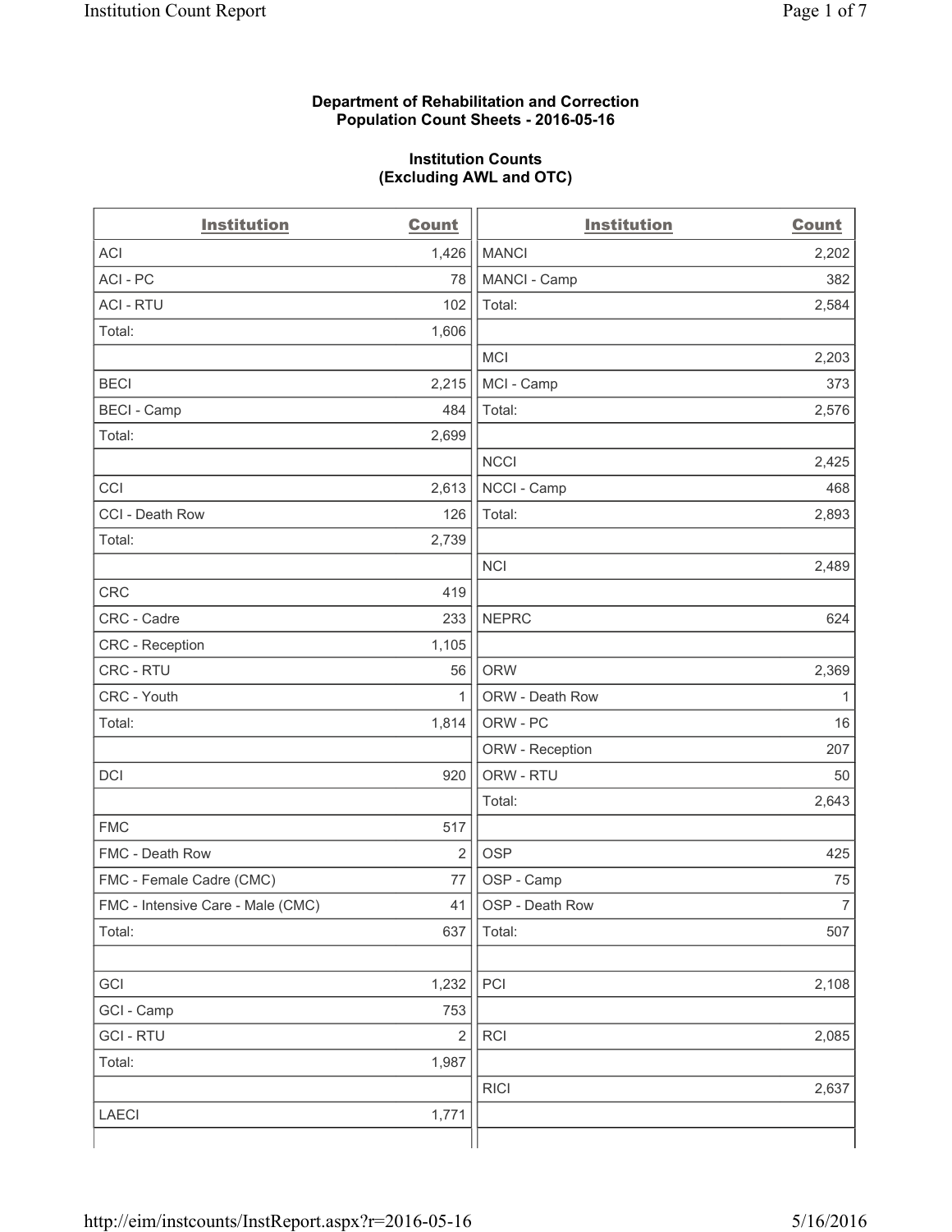**Department of Rehabilitation and Correction**
**Population Count Sheets - 2016-05-16**

**Institution Counts**
**(Excluding AWL and OTC)**

| Institution | Count | Institution | Count |
|---|---|---|---|
| ACI | 1,426 | MANCI | 2,202 |
| ACI - PC | 78 | MANCI - Camp | 382 |
| ACI - RTU | 102 | Total: | 2,584 |
| Total: | 1,606 | | |
| | | MCI | 2,203 |
| BECI | 2,215 | MCI - Camp | 373 |
| BECI - Camp | 484 | Total: | 2,576 |
| Total: | 2,699 | | |
| | | NCCI | 2,425 |
| CCI | 2,613 | NCCI - Camp | 468 |
| CCI - Death Row | 126 | Total: | 2,893 |
| Total: | 2,739 | | |
| | | NCI | 2,489 |
| CRC | 419 | | |
| CRC - Cadre | 233 | NEPRC | 624 |
| CRC - Reception | 1,105 | | |
| CRC - RTU | 56 | ORW | 2,369 |
| CRC - Youth | 1 | ORW - Death Row | 1 |
| Total: | 1,814 | ORW - PC | 16 |
| | | ORW - Reception | 207 |
| DCI | 920 | ORW - RTU | 50 |
| | | Total: | 2,643 |
| FMC | 517 | | |
| FMC - Death Row | 2 | OSP | 425 |
| FMC - Female Cadre (CMC) | 77 | OSP - Camp | 75 |
| FMC - Intensive Care - Male (CMC) | 41 | OSP - Death Row | 7 |
| Total: | 637 | Total: | 507 |
| | | | |
| GCI | 1,232 | PCI | 2,108 |
| GCI - Camp | 753 | | |
| GCI - RTU | 2 | RCI | 2,085 |
| Total: | 1,987 | | |
| | | RICI | 2,637 |
| LAECI | 1,771 | | |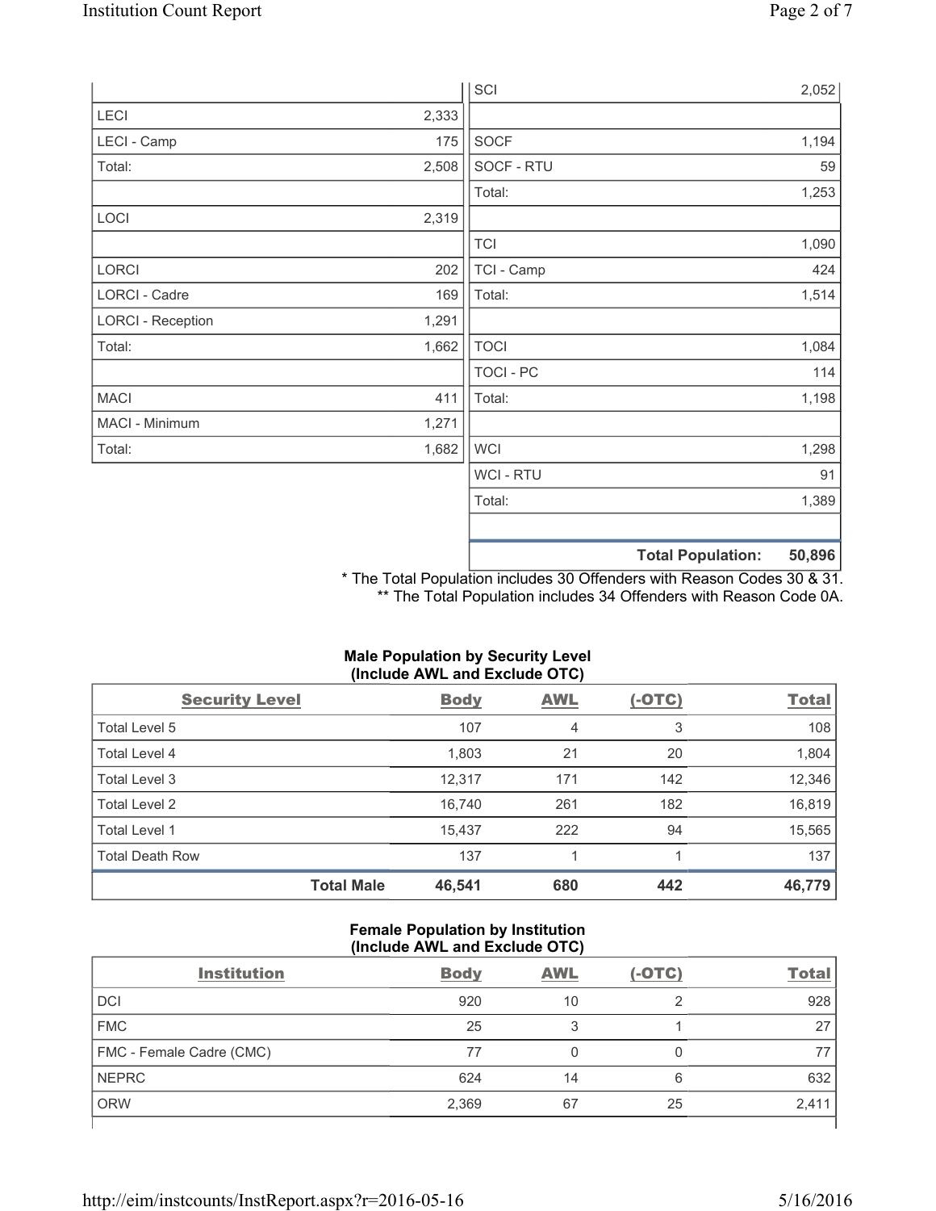| | | | |
|---|---|---|---|
| | | SCI | 2,052 |
| LECI | 2,333 | | |
| LECI - Camp | 175 | SOCF | 1,194 |
| Total: | 2,508 | SOCF - RTU | 59 |
| | | Total: | 1,253 |
| LOCI | 2,319 | | |
| | | TCI | 1,090 |
| LORCI | 202 | TCI - Camp | 424 |
| LORCI - Cadre | 169 | Total: | 1,514 |
| LORCI - Reception | 1,291 | | |
| Total: | 1,662 | TOCI | 1,084 |
| | | TOCI - PC | 114 |
| MACI | 411 | Total: | 1,198 |
| MACI - Minimum | 1,271 | | |
| Total: | 1,682 | WCI | 1,298 |
| | | WCI - RTU | 91 |
| | | Total: | 1,389 |
| | | | |
| | | **Total Population:** | **50,896** |

* The Total Population includes 30 Offenders with Reason Codes 30 & 31.
** The Total Population includes 34 Offenders with Reason Code 0A.

**Male Population by Security Level (Include AWL and Exclude OTC)**

| Security Level | Body | AWL | (-OTC) | Total |
|---|---|---|---|---|
| Total Level 5 | 107 | 4 | 3 | 108 |
| Total Level 4 | 1,803 | 21 | 20 | 1,804 |
| Total Level 3 | 12,317 | 171 | 142 | 12,346 |
| Total Level 2 | 16,740 | 261 | 182 | 16,819 |
| Total Level 1 | 15,437 | 222 | 94 | 15,565 |
| Total Death Row | 137 | 1 | 1 | 137 |
| **Total Male** | **46,541** | **680** | **442** | **46,779** |

**Female Population by Institution (Include AWL and Exclude OTC)**

| Institution | Body | AWL | (-OTC) | Total |
|---|---|---|---|---|
| DCI | 920 | 10 | 2 | 928 |
| FMC | 25 | 3 | 1 | 27 |
| FMC - Female Cadre (CMC) | 77 | 0 | 0 | 77 |
| NEPRC | 624 | 14 | 6 | 632 |
| ORW | 2,369 | 67 | 25 | 2,411 |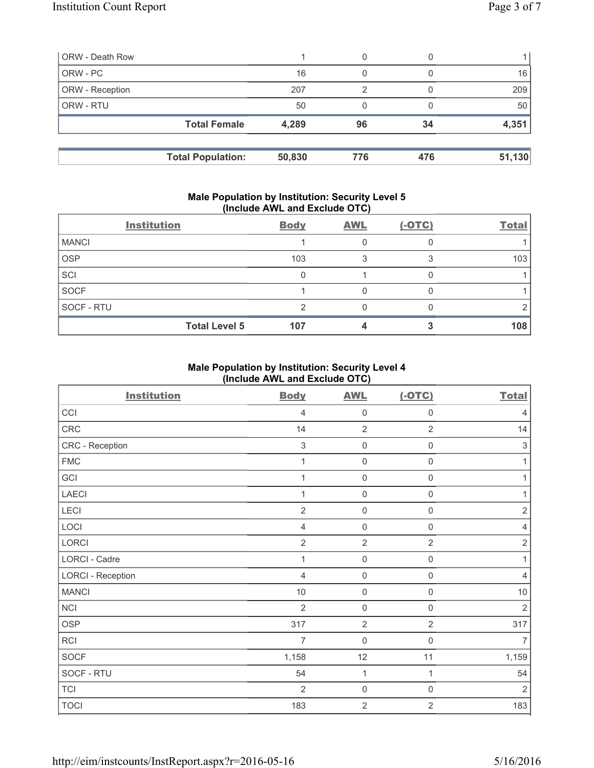| | | | | |
|---|---|---|---|---|
| ORW - Death Row | 1 | 0 | 0 | 1 |
| ORW - PC | 16 | 0 | 0 | 16 |
| ORW - Reception | 207 | 2 | 0 | 209 |
| ORW - RTU | 50 | 0 | 0 | 50 |
| **Total Female** | **4,289** | **96** | **34** | **4,351** |

| | | | | |
|---|---|---|---|---|
| **Total Population:** | **50,830** | **776** | **476** | **51,130** |

## Male Population by Institution: Security Level 5 (Include AWL and Exclude OTC)

| Institution | Body | AWL | (-OTC) | Total |
|---|---|---|---|---|
| MANCI | 1 | 0 | 0 | 1 |
| OSP | 103 | 3 | 3 | 103 |
| SCI | 0 | 1 | 0 | 1 |
| SOCF | 1 | 0 | 0 | 1 |
| SOCF - RTU | 2 | 0 | 0 | 2 |
| **Total Level 5** | **107** | **4** | **3** | **108** |

## Male Population by Institution: Security Level 4 (Include AWL and Exclude OTC)

| Institution | Body | AWL | (-OTC) | Total |
|---|---|---|---|---|
| CCI | 4 | 0 | 0 | 4 |
| CRC | 14 | 2 | 2 | 14 |
| CRC - Reception | 3 | 0 | 0 | 3 |
| FMC | 1 | 0 | 0 | 1 |
| GCI | 1 | 0 | 0 | 1 |
| LAECI | 1 | 0 | 0 | 1 |
| LECI | 2 | 0 | 0 | 2 |
| LOCI | 4 | 0 | 0 | 4 |
| LORCI | 2 | 2 | 2 | 2 |
| LORCI - Cadre | 1 | 0 | 0 | 1 |
| LORCI - Reception | 4 | 0 | 0 | 4 |
| MANCI | 10 | 0 | 0 | 10 |
| NCI | 2 | 0 | 0 | 2 |
| OSP | 317 | 2 | 2 | 317 |
| RCI | 7 | 0 | 0 | 7 |
| SOCF | 1,158 | 12 | 11 | 1,159 |
| SOCF - RTU | 54 | 1 | 1 | 54 |
| TCI | 2 | 0 | 0 | 2 |
| TOCI | 183 | 2 | 2 | 183 |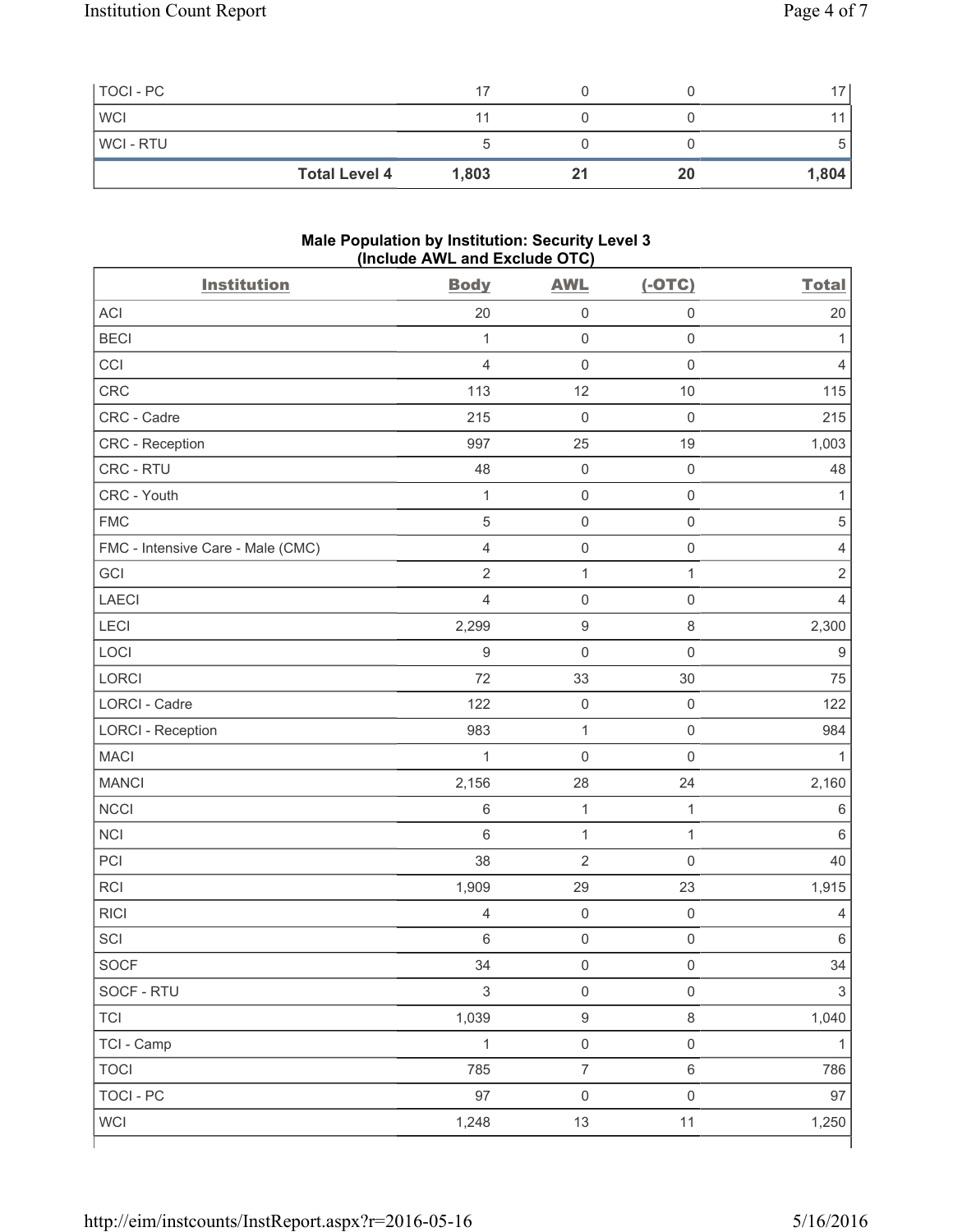| TOCI - PC | 17 | 0 | 0 | 17 |
|---|---|---|---|---|
| WCI | 11 | 0 | 0 | 11 |
| WCI - RTU | 5 | 0 | 0 | 5 |
| **Total Level 4** | **1,803** | **21** | **20** | **1,804** |

### Male Population by Institution: Security Level 3 (Include AWL and Exclude OTC)

| Institution | Body | AWL | (-OTC) | Total |
|---|---|---|---|---|
| ACI | 20 | 0 | 0 | 20 |
| BECI | 1 | 0 | 0 | 1 |
| CCI | 4 | 0 | 0 | 4 |
| CRC | 113 | 12 | 10 | 115 |
| CRC - Cadre | 215 | 0 | 0 | 215 |
| CRC - Reception | 997 | 25 | 19 | 1,003 |
| CRC - RTU | 48 | 0 | 0 | 48 |
| CRC - Youth | 1 | 0 | 0 | 1 |
| FMC | 5 | 0 | 0 | 5 |
| FMC - Intensive Care - Male (CMC) | 4 | 0 | 0 | 4 |
| GCI | 2 | 1 | 1 | 2 |
| LAECI | 4 | 0 | 0 | 4 |
| LECI | 2,299 | 9 | 8 | 2,300 |
| LOCI | 9 | 0 | 0 | 9 |
| LORCI | 72 | 33 | 30 | 75 |
| LORCI - Cadre | 122 | 0 | 0 | 122 |
| LORCI - Reception | 983 | 1 | 0 | 984 |
| MACI | 1 | 0 | 0 | 1 |
| MANCI | 2,156 | 28 | 24 | 2,160 |
| NCCI | 6 | 1 | 1 | 6 |
| NCI | 6 | 1 | 1 | 6 |
| PCI | 38 | 2 | 0 | 40 |
| RCI | 1,909 | 29 | 23 | 1,915 |
| RICI | 4 | 0 | 0 | 4 |
| SCI | 6 | 0 | 0 | 6 |
| SOCF | 34 | 0 | 0 | 34 |
| SOCF - RTU | 3 | 0 | 0 | 3 |
| TCI | 1,039 | 9 | 8 | 1,040 |
| TCI - Camp | 1 | 0 | 0 | 1 |
| TOCI | 785 | 7 | 6 | 786 |
| TOCI - PC | 97 | 0 | 0 | 97 |
| WCI | 1,248 | 13 | 11 | 1,250 |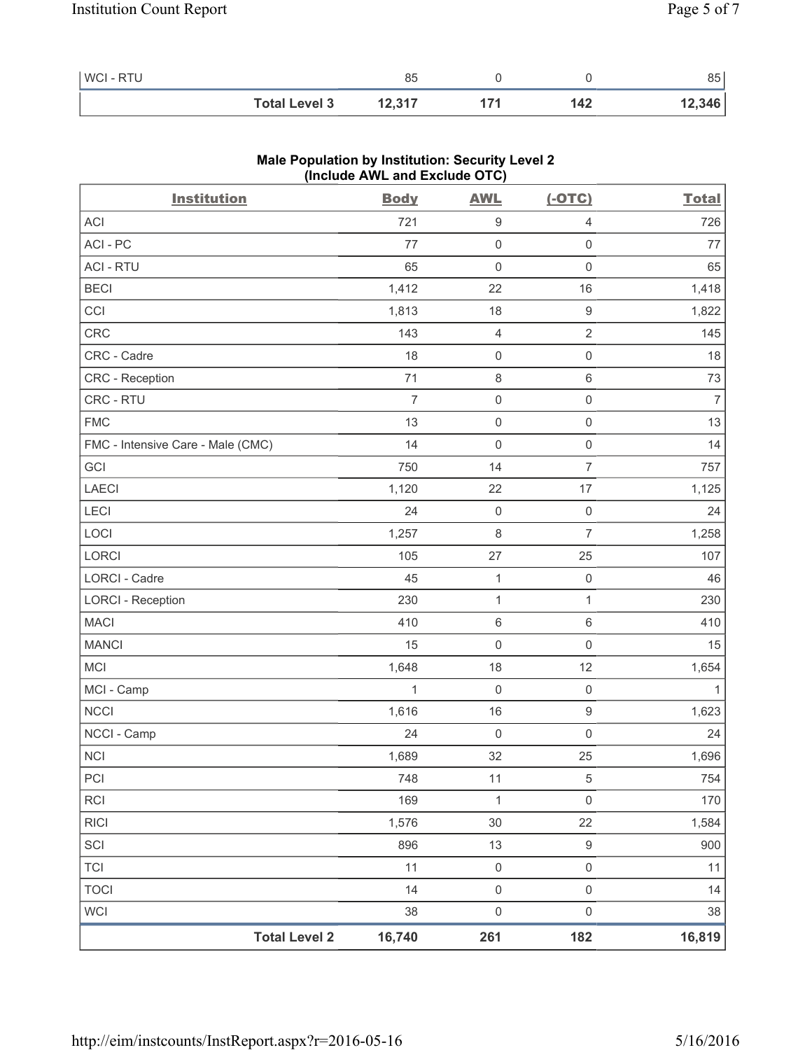| WCI - RTU | 85 | 0 | 0 | 85 |
|---|---|---|---|---|
| **Total Level 3** | **12,317** | **171** | **142** | **12,346** |

**Male Population by Institution: Security Level 2 (Include AWL and Exclude OTC)**

| Institution | Body | AWL | (-OTC) | Total |
|---|---|---|---|---|
| ACI | 721 | 9 | 4 | 726 |
| ACI - PC | 77 | 0 | 0 | 77 |
| ACI - RTU | 65 | 0 | 0 | 65 |
| BECI | 1,412 | 22 | 16 | 1,418 |
| CCI | 1,813 | 18 | 9 | 1,822 |
| CRC | 143 | 4 | 2 | 145 |
| CRC - Cadre | 18 | 0 | 0 | 18 |
| CRC - Reception | 71 | 8 | 6 | 73 |
| CRC - RTU | 7 | 0 | 0 | 7 |
| FMC | 13 | 0 | 0 | 13 |
| FMC - Intensive Care - Male (CMC) | 14 | 0 | 0 | 14 |
| GCI | 750 | 14 | 7 | 757 |
| LAECI | 1,120 | 22 | 17 | 1,125 |
| LECI | 24 | 0 | 0 | 24 |
| LOCI | 1,257 | 8 | 7 | 1,258 |
| LORCI | 105 | 27 | 25 | 107 |
| LORCI - Cadre | 45 | 1 | 0 | 46 |
| LORCI - Reception | 230 | 1 | 1 | 230 |
| MACI | 410 | 6 | 6 | 410 |
| MANCI | 15 | 0 | 0 | 15 |
| MCI | 1,648 | 18 | 12 | 1,654 |
| MCI - Camp | 1 | 0 | 0 | 1 |
| NCCI | 1,616 | 16 | 9 | 1,623 |
| NCCI - Camp | 24 | 0 | 0 | 24 |
| NCI | 1,689 | 32 | 25 | 1,696 |
| PCI | 748 | 11 | 5 | 754 |
| RCI | 169 | 1 | 0 | 170 |
| RICI | 1,576 | 30 | 22 | 1,584 |
| SCI | 896 | 13 | 9 | 900 |
| TCI | 11 | 0 | 0 | 11 |
| TOCI | 14 | 0 | 0 | 14 |
| WCI | 38 | 0 | 0 | 38 |
| **Total Level 2** | **16,740** | **261** | **182** | **16,819** |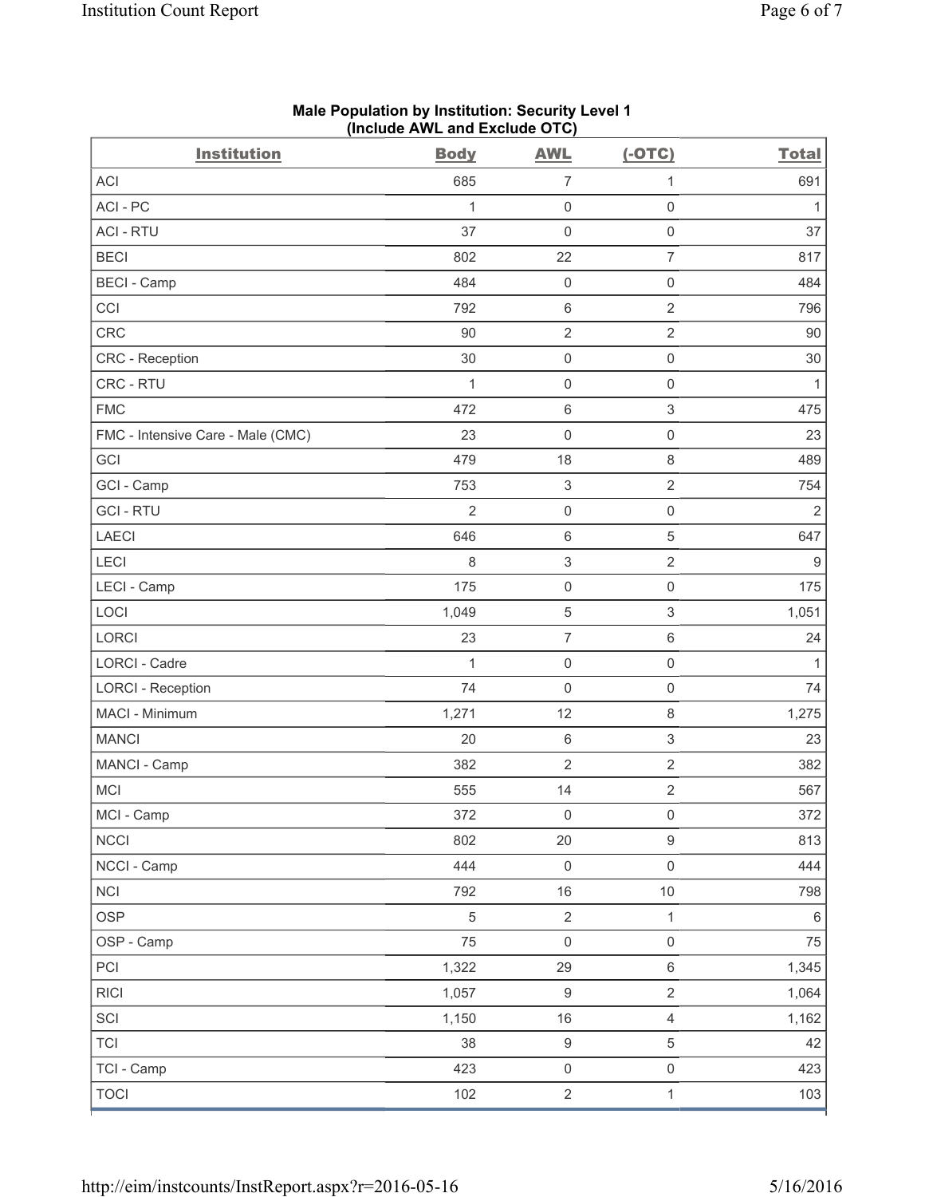**Male Population by Institution: Security Level 1 (Include AWL and Exclude OTC)**

| Institution | Body | AWL | (-OTC) | Total |
|---|---|---|---|---|
| ACI | 685 | 7 | 1 | 691 |
| ACI - PC | 1 | 0 | 0 | 1 |
| ACI - RTU | 37 | 0 | 0 | 37 |
| BECI | 802 | 22 | 7 | 817 |
| BECI - Camp | 484 | 0 | 0 | 484 |
| CCI | 792 | 6 | 2 | 796 |
| CRC | 90 | 2 | 2 | 90 |
| CRC - Reception | 30 | 0 | 0 | 30 |
| CRC - RTU | 1 | 0 | 0 | 1 |
| FMC | 472 | 6 | 3 | 475 |
| FMC - Intensive Care - Male (CMC) | 23 | 0 | 0 | 23 |
| GCI | 479 | 18 | 8 | 489 |
| GCI - Camp | 753 | 3 | 2 | 754 |
| GCI - RTU | 2 | 0 | 0 | 2 |
| LAECI | 646 | 6 | 5 | 647 |
| LECI | 8 | 3 | 2 | 9 |
| LECI - Camp | 175 | 0 | 0 | 175 |
| LOCI | 1,049 | 5 | 3 | 1,051 |
| LORCI | 23 | 7 | 6 | 24 |
| LORCI - Cadre | 1 | 0 | 0 | 1 |
| LORCI - Reception | 74 | 0 | 0 | 74 |
| MACI - Minimum | 1,271 | 12 | 8 | 1,275 |
| MANCI | 20 | 6 | 3 | 23 |
| MANCI - Camp | 382 | 2 | 2 | 382 |
| MCI | 555 | 14 | 2 | 567 |
| MCI - Camp | 372 | 0 | 0 | 372 |
| NCCI | 802 | 20 | 9 | 813 |
| NCCI - Camp | 444 | 0 | 0 | 444 |
| NCI | 792 | 16 | 10 | 798 |
| OSP | 5 | 2 | 1 | 6 |
| OSP - Camp | 75 | 0 | 0 | 75 |
| PCI | 1,322 | 29 | 6 | 1,345 |
| RICI | 1,057 | 9 | 2 | 1,064 |
| SCI | 1,150 | 16 | 4 | 1,162 |
| TCI | 38 | 9 | 5 | 42 |
| TCI - Camp | 423 | 0 | 0 | 423 |
| TOCI | 102 | 2 | 1 | 103 |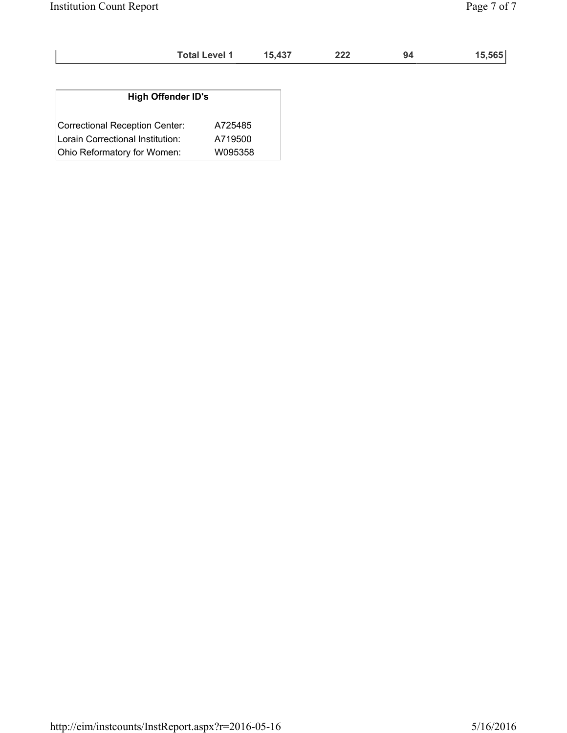| | | | | |
|---|---|---|---|---|
| **Total Level 1** | **15,437** | **222** | **94** | **15,565** |

| **High Offender ID's** | |
|---|---|
| Correctional Reception Center: | A725485 |
| Lorain Correctional Institution: | A719500 |
| Ohio Reformatory for Women: | W095358 |